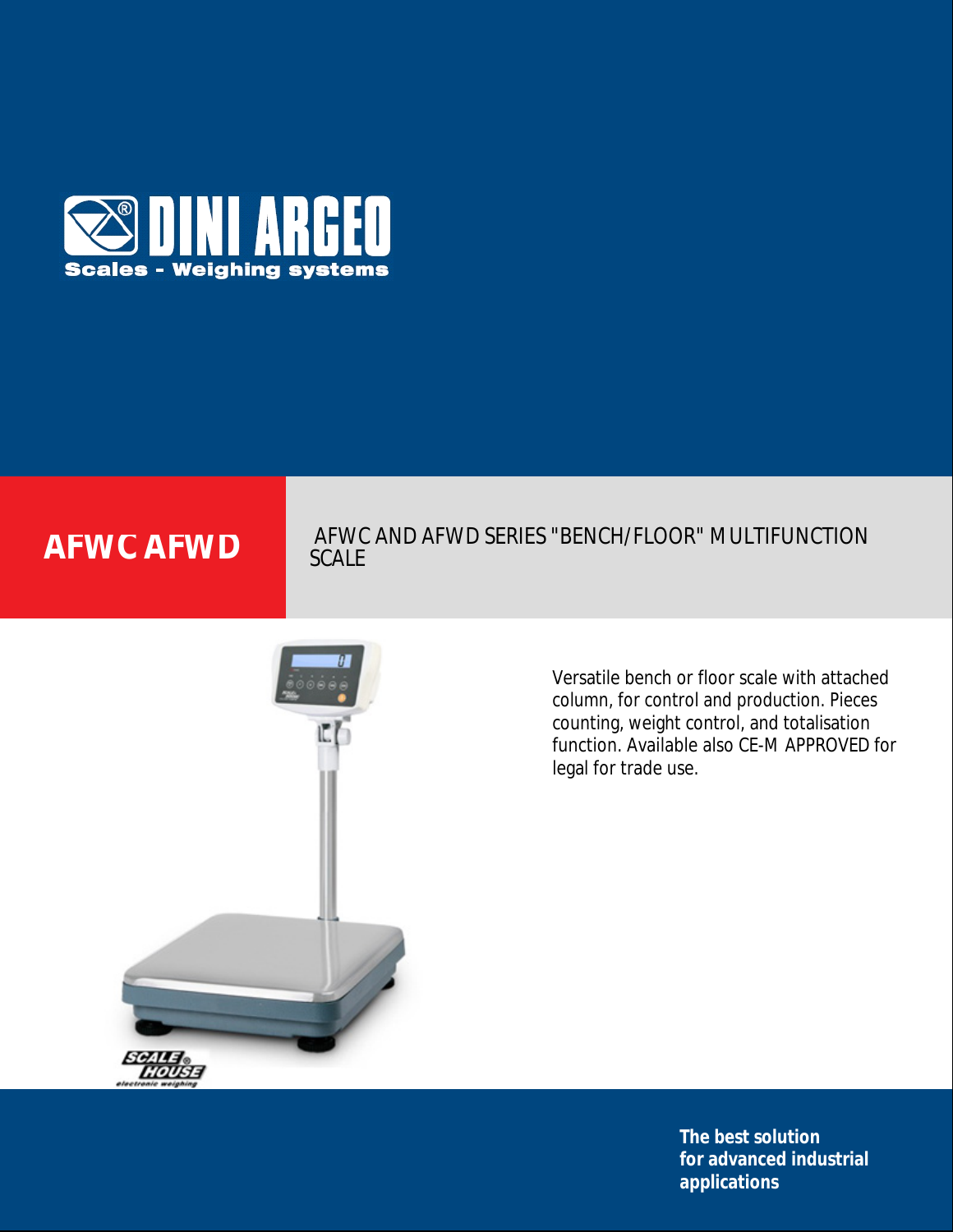# DINI ARGEO

**Scales - Weighing systems**

## AFWC AFWD

AFWC AND AFWD SERIES "BENCH/FLOOR" MULTIFUNCTION SCALE

Versatile bench or floor scale with attached column, for control and production. Pieces counting, weight control, and totalisation function. Available also CE-M APPROVED for legal for trade use.

**The best solution for advanced industrial applications**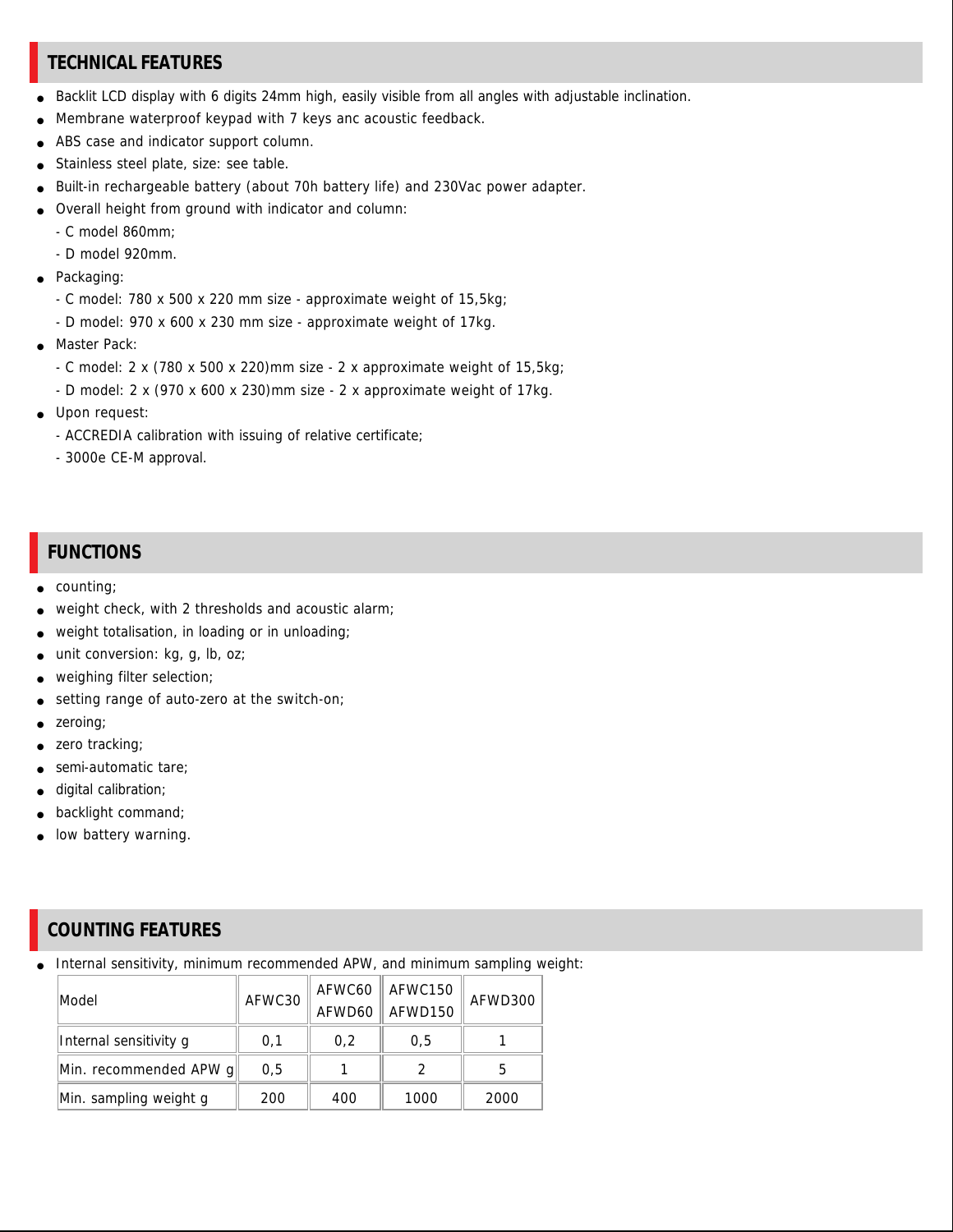## TECHNICAL FEATURES

- Backlit LCD display with 6 digits 24mm high, easily visible from all angles with adjustable inclination.
- Membrane waterproof keypad with 7 keys anc acoustic feedback.
- ABS case and indicator support column.
- Stainless steel plate, size: see table.
- Built-in rechargeable battery (about 70h battery life) and 230Vac power adapter.
- Overall height from ground with indicator and column:
  - C model 860mm;
  - D model 920mm.
- Packaging:
  - C model: 780 x 500 x 220 mm size - approximate weight of 15,5kg;
  - D model: 970 x 600 x 230 mm size - approximate weight of 17kg.
- Master Pack:
  - C model: 2 x (780 x 500 x 220)mm size - 2 x approximate weight of 15,5kg;
  - D model: 2 x (970 x 600 x 230)mm size - 2 x approximate weight of 17kg.
- Upon request:
  - ACCREDIA calibration with issuing of relative certificate;
  - 3000e CE-M approval.

## FUNCTIONS

- counting;
- weight check, with 2 thresholds and acoustic alarm;
- weight totalisation, in loading or in unloading;
- unit conversion: kg, g, lb, oz;
- weighing filter selection;
- setting range of auto-zero at the switch-on;
- zeroing;
- zero tracking;
- semi-automatic tare;
- digital calibration;
- backlight command;
- low battery warning.

## COUNTING FEATURES

- Internal sensitivity, minimum recommended APW, and minimum sampling weight:

| Model | AFWC30 | AFWC60 AFWD60 | AFWC150 AFWD150 | AFWD300 |
|---|---|---|---|---|
| Internal sensitivity g | 0,1 | 0,2 | 0,5 | 1 |
| Min. recommended APW g | 0,5 | 1 | 2 | 5 |
| Min. sampling weight g | 200 | 400 | 1000 | 2000 |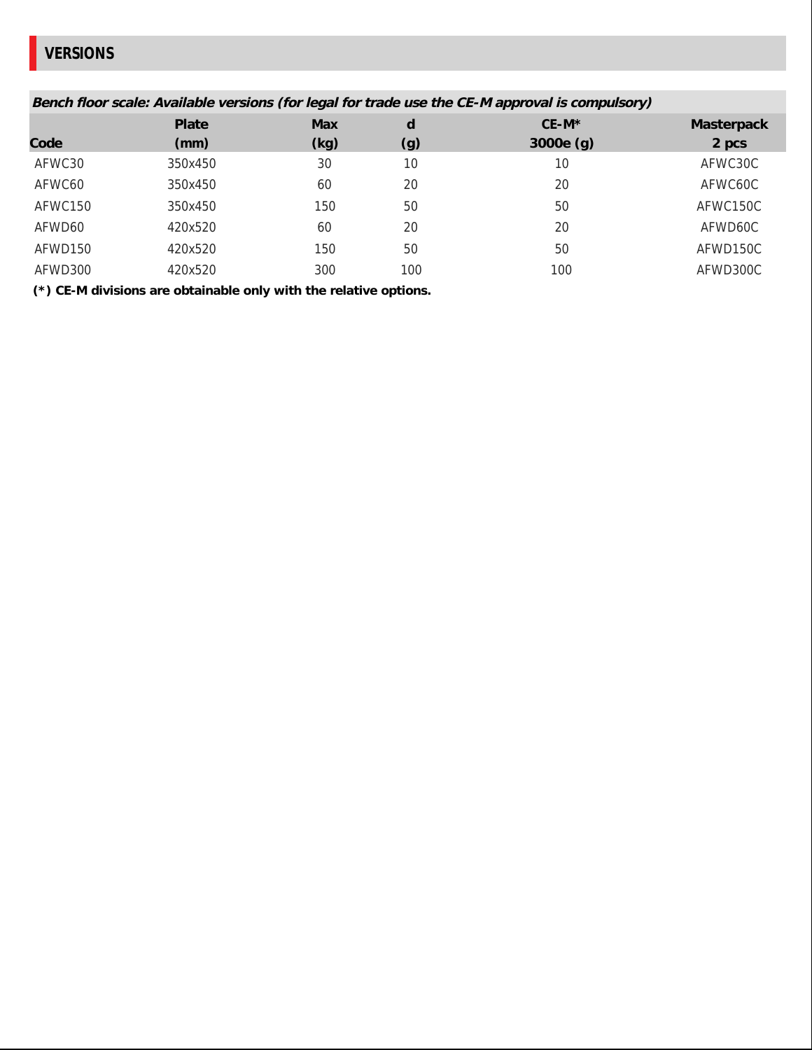## VERSIONS

***Bench floor scale: Available versions (for legal for trade use the CE-M approval is compulsory)***

| Code | Plate (mm) | Max (kg) | d (g) | CE-M* 3000e (g) | Masterpack 2 pcs |
|---|---|---|---|---|---|
| AFWC30 | 350x450 | 30 | 10 | 10 | AFWC30C |
| AFWC60 | 350x450 | 60 | 20 | 20 | AFWC60C |
| AFWC150 | 350x450 | 150 | 50 | 50 | AFWC150C |
| AFWD60 | 420x520 | 60 | 20 | 20 | AFWD60C |
| AFWD150 | 420x520 | 150 | 50 | 50 | AFWD150C |
| AFWD300 | 420x520 | 300 | 100 | 100 | AFWD300C |

**(*) CE-M divisions are obtainable only with the relative options.**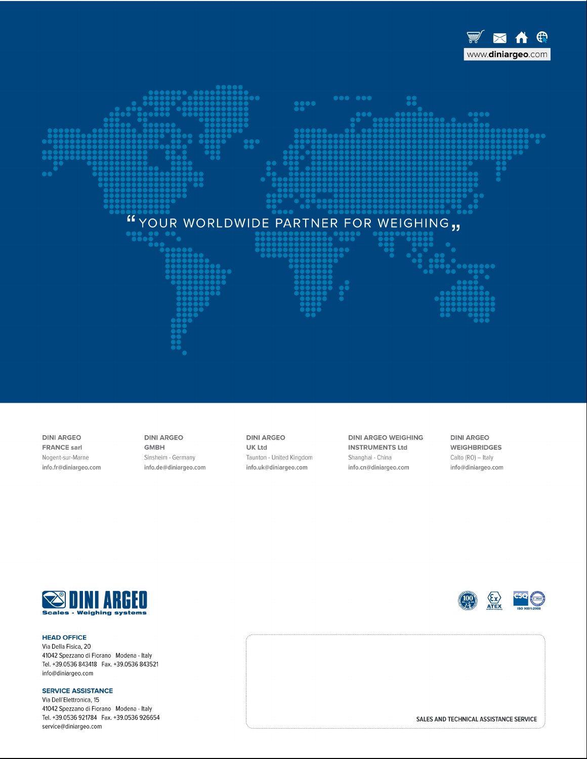www.diniargeo.com

“YOUR WORLDWIDE PARTNER FOR WEIGHING”

**DINI ARGEO FRANCE sarl**
Nogent-sur-Marne
info.fr@diniargeo.com

**DINI ARGEO GMBH**
Sinsheim - Germany
info.de@diniargeo.com

**DINI ARGEO UK Ltd**
Taunton - United Kingdom
info.uk@diniargeo.com

**DINI ARGEO WEIGHING INSTRUMENTS Ltd**
Shanghai - China
info.cn@diniargeo.com

**DINI ARGEO WEIGHBRIDGES**
Calto (RO) – Italy
info@diniargeo.com

DINI ARGEO
Scales - Weighing systems

**HEAD OFFICE**
Via Della Fisica, 20
41042 Spezzano di Fiorano Modena - Italy
Tel. +39.0536 843418 Fax. +39.0536 843521
info@diniargeo.com

**SERVICE ASSISTANCE**
Via Dell'Elettronica, 15
41042 Spezzano di Fiorano Modena - Italy
Tel. +39.0536 921784 Fax. +39.0536 926654
service@diniargeo.com

SALES AND TECHNICAL ASSISTANCE SERVICE